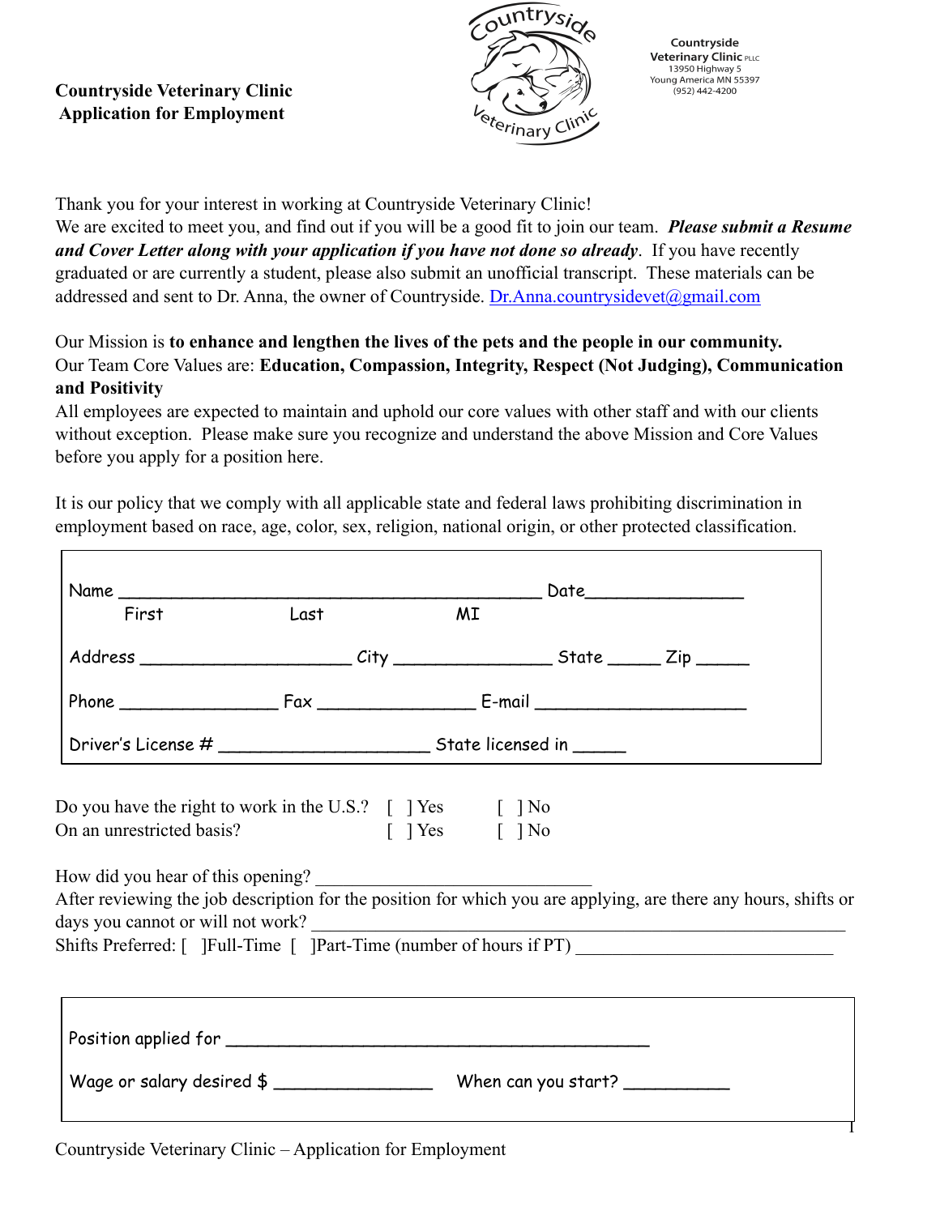# Countryside Veterinary Clinic
## Application for Employment

**Countryside Veterinary Clinic** PLLC
13950 Highway 5
Young America MN 55397
(952) 442-4200

Thank you for your interest in working at Countryside Veterinary Clinic!
We are excited to meet you, and find out if you will be a good fit to join our team. ***Please submit a Resume and Cover Letter along with your application if you have not done so already***. If you have recently graduated or are currently a student, please also submit an unofficial transcript. These materials can be addressed and sent to Dr. Anna, the owner of Countryside. Dr.Anna.countrysidevet@gmail.com

Our Mission is **to enhance and lengthen the lives of the pets and the people in our community.**
Our Team Core Values are: **Education, Compassion, Integrity, Respect (Not Judging), Communication and Positivity**
All employees are expected to maintain and uphold our core values with other staff and with our clients without exception. Please make sure you recognize and understand the above Mission and Core Values before you apply for a position here.

It is our policy that we comply with all applicable state and federal laws prohibiting discrimination in employment based on race, age, color, sex, religion, national origin, or other protected classification.

Name ___________________________________________ Date_______________
First Last MI

Address _____________________ City ________________ State _____ Zip _____

Phone ________________ Fax ________________ E-mail _____________________

Driver's License # _____________________ State licensed in _____

Do you have the right to work in the U.S.? [ ] Yes [ ] No
On an unrestricted basis? [ ] Yes [ ] No

How did you hear of this opening? ____________________________
After reviewing the job description for the position for which you are applying, are there any hours, shifts or days you cannot or will not work? ______________________________________________________
Shifts Preferred: [ ]Full-Time [ ]Part-Time (number of hours if PT) ___________________________

Position applied for ___________________________________________

Wage or salary desired $ ________________ When can you start? ___________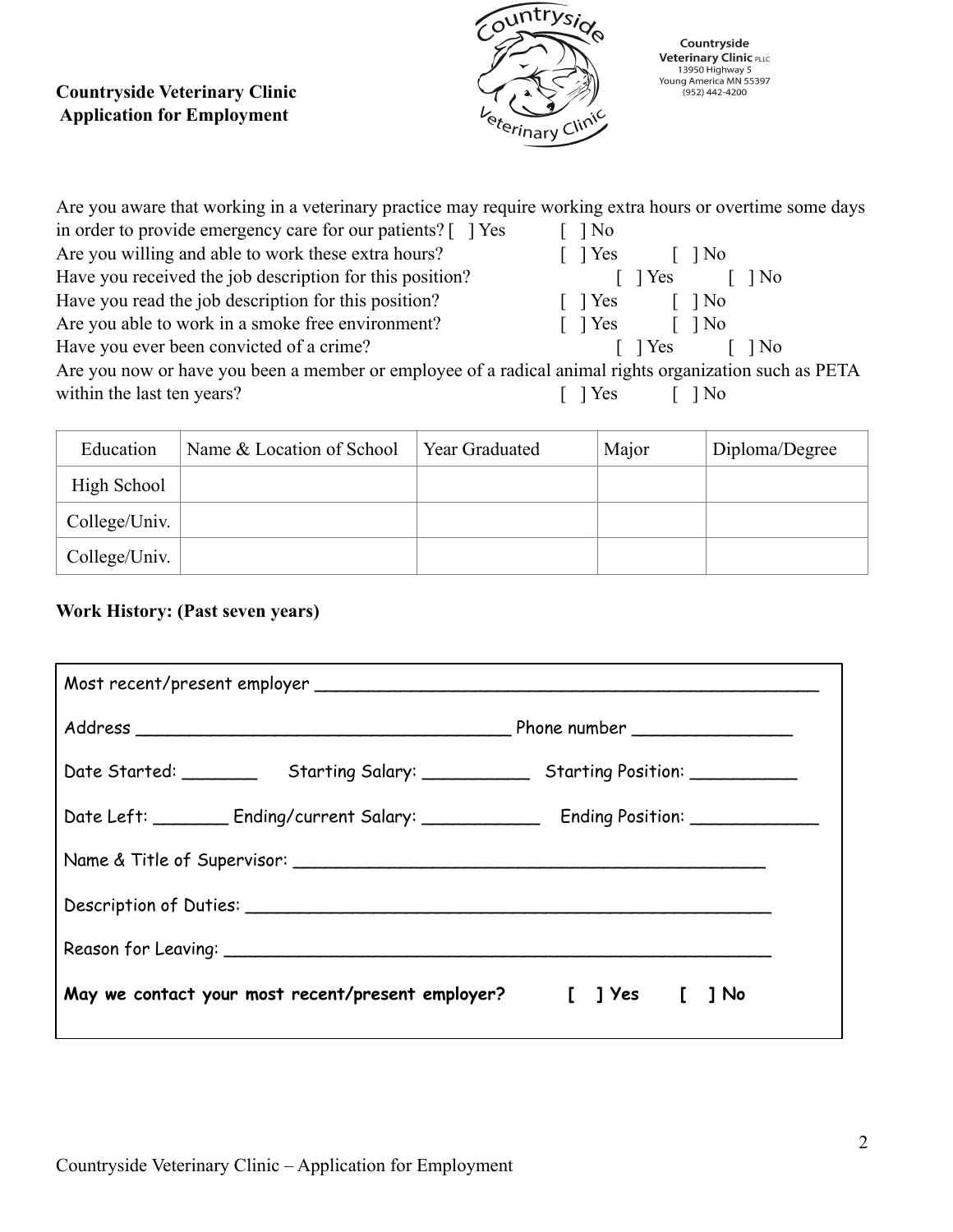**Countryside Veterinary Clinic**
**Application for Employment**

Countryside
**Veterinary Clinic** PLLC
13950 Highway 5
Young America MN 55397
(952) 442-4200

Are you aware that working in a veterinary practice may require working extra hours or overtime some days in order to provide emergency care for our patients? [ ] Yes [ ] No

Are you willing and able to work these extra hours? [ ] Yes [ ] No

Have you received the job description for this position? [ ] Yes [ ] No

Have you read the job description for this position? [ ] Yes [ ] No

Are you able to work in a smoke free environment? [ ] Yes [ ] No

Have you ever been convicted of a crime? [ ] Yes [ ] No

Are you now or have you been a member or employee of a radical animal rights organization such as PETA within the last ten years? [ ] Yes [ ] No

| Education | Name & Location of School | Year Graduated | Major | Diploma/Degree |
|---|---|---|---|---|
| High School | | | | |
| College/Univ. | | | | |
| College/Univ. | | | | |

**Work History: (Past seven years)**

Most recent/present employer ______________________________________________

Address ___________________________________ Phone number _______________

Date Started: _______ Starting Salary: __________ Starting Position: __________

Date Left: _______ Ending/current Salary: ___________ Ending Position: ____________

Name & Title of Supervisor: ____________________________________________

Description of Duties: _________________________________________________

Reason for Leaving: ___________________________________________________

**May we contact your most recent/present employer? [ ] Yes [ ] No**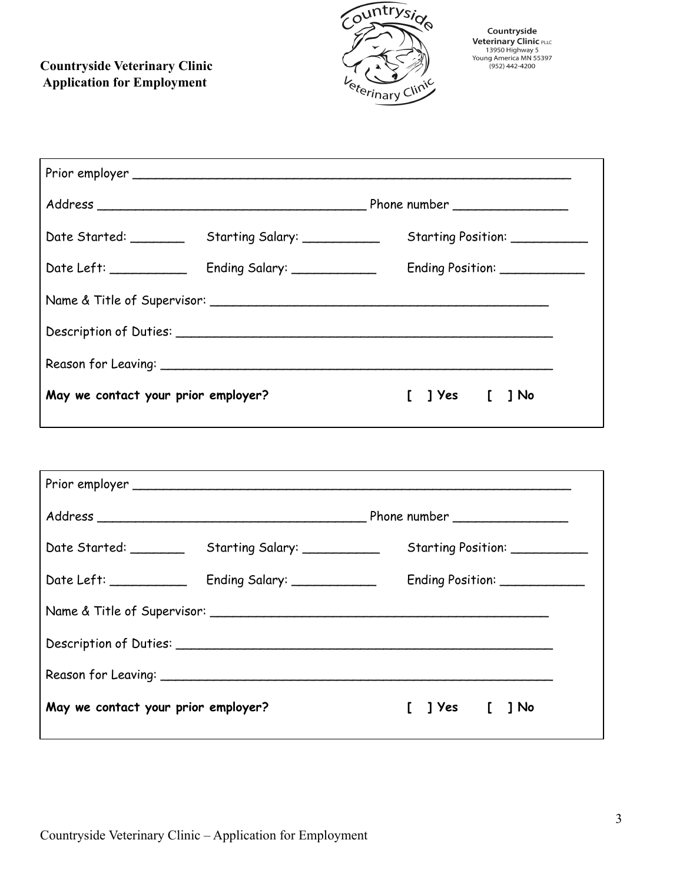**Countryside Veterinary Clinic**
**Application for Employment**

Countryside Veterinary Clinic PLLC
13950 Highway 5
Young America MN 55397
(952) 442-4200

Prior employer ____________________________________________________________

Address ___________________________________ Phone number _______________

Date Started: _______ Starting Salary: __________ Starting Position: __________

Date Left: __________ Ending Salary: ___________ Ending Position: ___________

Name & Title of Supervisor: ____________________________________________

Description of Duties: _________________________________________________

Reason for Leaving: ___________________________________________________

**May we contact your prior employer?** **[ ] Yes [ ] No**

---

Prior employer ____________________________________________________________

Address ___________________________________ Phone number _______________

Date Started: _______ Starting Salary: __________ Starting Position: __________

Date Left: __________ Ending Salary: ___________ Ending Position: ___________

Name & Title of Supervisor: ____________________________________________

Description of Duties: _________________________________________________

Reason for Leaving: ___________________________________________________

**May we contact your prior employer?** **[ ] Yes [ ] No**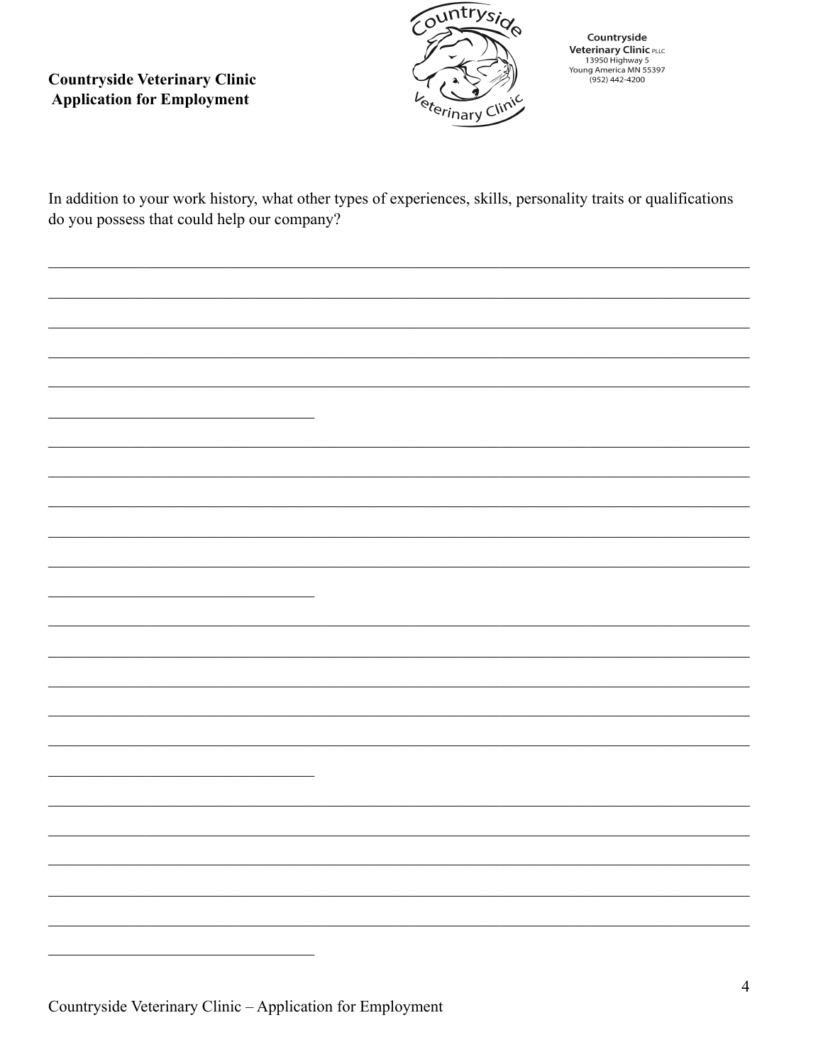**Countryside Veterinary Clinic**
**Application for Employment**

Countryside
**Veterinary Clinic** PLLC
13950 Highway 5
Young America MN 55397
(952) 442-4200

In addition to your work history, what other types of experiences, skills, personality traits or qualifications do you possess that could help our company?

\_\_\_\_\_\_\_\_\_\_\_\_\_\_\_\_\_\_\_\_\_\_\_\_\_\_\_\_\_\_\_\_\_\_\_\_\_\_\_\_\_\_\_\_\_\_\_\_\_\_\_\_\_\_\_\_\_\_\_\_\_\_\_\_\_\_\_\_\_\_\_\_\_\_\_\_\_\_\_\_

\_\_\_\_\_\_\_\_\_\_\_\_\_\_\_\_\_\_\_\_\_\_\_\_\_\_\_\_\_\_\_\_\_\_\_\_\_\_\_\_\_\_\_\_\_\_\_\_\_\_\_\_\_\_\_\_\_\_\_\_\_\_\_\_\_\_\_\_\_\_\_\_\_\_\_\_\_\_\_\_

\_\_\_\_\_\_\_\_\_\_\_\_\_\_\_\_\_\_\_\_\_\_\_\_\_\_\_\_\_\_\_\_\_\_\_\_\_\_\_\_\_\_\_\_\_\_\_\_\_\_\_\_\_\_\_\_\_\_\_\_\_\_\_\_\_\_\_\_\_\_\_\_\_\_\_\_\_\_\_\_

\_\_\_\_\_\_\_\_\_\_\_\_\_\_\_\_\_\_\_\_\_\_\_\_\_\_\_\_\_\_\_\_\_\_\_\_\_\_\_\_\_\_\_\_\_\_\_\_\_\_\_\_\_\_\_\_\_\_\_\_\_\_\_\_\_\_\_\_\_\_\_\_\_\_\_\_\_\_\_\_

\_\_\_\_\_\_\_\_\_\_\_\_\_\_\_\_\_\_\_\_\_\_\_\_\_\_\_\_\_\_\_\_\_\_\_\_\_\_\_\_\_\_\_\_\_\_\_\_\_\_\_\_\_\_\_\_\_\_\_\_\_\_\_\_\_\_\_\_\_\_\_\_\_\_\_\_\_\_\_\_

\_\_\_\_\_\_\_\_\_\_\_\_\_\_\_\_\_\_\_\_\_\_\_\_\_\_\_\_\_\_

\_\_\_\_\_\_\_\_\_\_\_\_\_\_\_\_\_\_\_\_\_\_\_\_\_\_\_\_\_\_\_\_\_\_\_\_\_\_\_\_\_\_\_\_\_\_\_\_\_\_\_\_\_\_\_\_\_\_\_\_\_\_\_\_\_\_\_\_\_\_\_\_\_\_\_\_\_\_\_\_

\_\_\_\_\_\_\_\_\_\_\_\_\_\_\_\_\_\_\_\_\_\_\_\_\_\_\_\_\_\_\_\_\_\_\_\_\_\_\_\_\_\_\_\_\_\_\_\_\_\_\_\_\_\_\_\_\_\_\_\_\_\_\_\_\_\_\_\_\_\_\_\_\_\_\_\_\_\_\_\_

\_\_\_\_\_\_\_\_\_\_\_\_\_\_\_\_\_\_\_\_\_\_\_\_\_\_\_\_\_\_\_\_\_\_\_\_\_\_\_\_\_\_\_\_\_\_\_\_\_\_\_\_\_\_\_\_\_\_\_\_\_\_\_\_\_\_\_\_\_\_\_\_\_\_\_\_\_\_\_\_

\_\_\_\_\_\_\_\_\_\_\_\_\_\_\_\_\_\_\_\_\_\_\_\_\_\_\_\_\_\_\_\_\_\_\_\_\_\_\_\_\_\_\_\_\_\_\_\_\_\_\_\_\_\_\_\_\_\_\_\_\_\_\_\_\_\_\_\_\_\_\_\_\_\_\_\_\_\_\_\_

\_\_\_\_\_\_\_\_\_\_\_\_\_\_\_\_\_\_\_\_\_\_\_\_\_\_\_\_\_\_\_\_\_\_\_\_\_\_\_\_\_\_\_\_\_\_\_\_\_\_\_\_\_\_\_\_\_\_\_\_\_\_\_\_\_\_\_\_\_\_\_\_\_\_\_\_\_\_\_\_

\_\_\_\_\_\_\_\_\_\_\_\_\_\_\_\_\_\_\_\_\_\_\_\_\_\_\_\_\_\_

\_\_\_\_\_\_\_\_\_\_\_\_\_\_\_\_\_\_\_\_\_\_\_\_\_\_\_\_\_\_\_\_\_\_\_\_\_\_\_\_\_\_\_\_\_\_\_\_\_\_\_\_\_\_\_\_\_\_\_\_\_\_\_\_\_\_\_\_\_\_\_\_\_\_\_\_\_\_\_\_

\_\_\_\_\_\_\_\_\_\_\_\_\_\_\_\_\_\_\_\_\_\_\_\_\_\_\_\_\_\_\_\_\_\_\_\_\_\_\_\_\_\_\_\_\_\_\_\_\_\_\_\_\_\_\_\_\_\_\_\_\_\_\_\_\_\_\_\_\_\_\_\_\_\_\_\_\_\_\_\_

\_\_\_\_\_\_\_\_\_\_\_\_\_\_\_\_\_\_\_\_\_\_\_\_\_\_\_\_\_\_\_\_\_\_\_\_\_\_\_\_\_\_\_\_\_\_\_\_\_\_\_\_\_\_\_\_\_\_\_\_\_\_\_\_\_\_\_\_\_\_\_\_\_\_\_\_\_\_\_\_

\_\_\_\_\_\_\_\_\_\_\_\_\_\_\_\_\_\_\_\_\_\_\_\_\_\_\_\_\_\_\_\_\_\_\_\_\_\_\_\_\_\_\_\_\_\_\_\_\_\_\_\_\_\_\_\_\_\_\_\_\_\_\_\_\_\_\_\_\_\_\_\_\_\_\_\_\_\_\_\_

\_\_\_\_\_\_\_\_\_\_\_\_\_\_\_\_\_\_\_\_\_\_\_\_\_\_\_\_\_\_\_\_\_\_\_\_\_\_\_\_\_\_\_\_\_\_\_\_\_\_\_\_\_\_\_\_\_\_\_\_\_\_\_\_\_\_\_\_\_\_\_\_\_\_\_\_\_\_\_\_

\_\_\_\_\_\_\_\_\_\_\_\_\_\_\_\_\_\_\_\_\_\_\_\_\_\_\_\_\_\_

\_\_\_\_\_\_\_\_\_\_\_\_\_\_\_\_\_\_\_\_\_\_\_\_\_\_\_\_\_\_\_\_\_\_\_\_\_\_\_\_\_\_\_\_\_\_\_\_\_\_\_\_\_\_\_\_\_\_\_\_\_\_\_\_\_\_\_\_\_\_\_\_\_\_\_\_\_\_\_\_

\_\_\_\_\_\_\_\_\_\_\_\_\_\_\_\_\_\_\_\_\_\_\_\_\_\_\_\_\_\_\_\_\_\_\_\_\_\_\_\_\_\_\_\_\_\_\_\_\_\_\_\_\_\_\_\_\_\_\_\_\_\_\_\_\_\_\_\_\_\_\_\_\_\_\_\_\_\_\_\_

\_\_\_\_\_\_\_\_\_\_\_\_\_\_\_\_\_\_\_\_\_\_\_\_\_\_\_\_\_\_\_\_\_\_\_\_\_\_\_\_\_\_\_\_\_\_\_\_\_\_\_\_\_\_\_\_\_\_\_\_\_\_\_\_\_\_\_\_\_\_\_\_\_\_\_\_\_\_\_\_

\_\_\_\_\_\_\_\_\_\_\_\_\_\_\_\_\_\_\_\_\_\_\_\_\_\_\_\_\_\_\_\_\_\_\_\_\_\_\_\_\_\_\_\_\_\_\_\_\_\_\_\_\_\_\_\_\_\_\_\_\_\_\_\_\_\_\_\_\_\_\_\_\_\_\_\_\_\_\_\_

\_\_\_\_\_\_\_\_\_\_\_\_\_\_\_\_\_\_\_\_\_\_\_\_\_\_\_\_\_\_\_\_\_\_\_\_\_\_\_\_\_\_\_\_\_\_\_\_\_\_\_\_\_\_\_\_\_\_\_\_\_\_\_\_\_\_\_\_\_\_\_\_\_\_\_\_\_\_\_\_

\_\_\_\_\_\_\_\_\_\_\_\_\_\_\_\_\_\_\_\_\_\_\_\_\_\_\_\_\_\_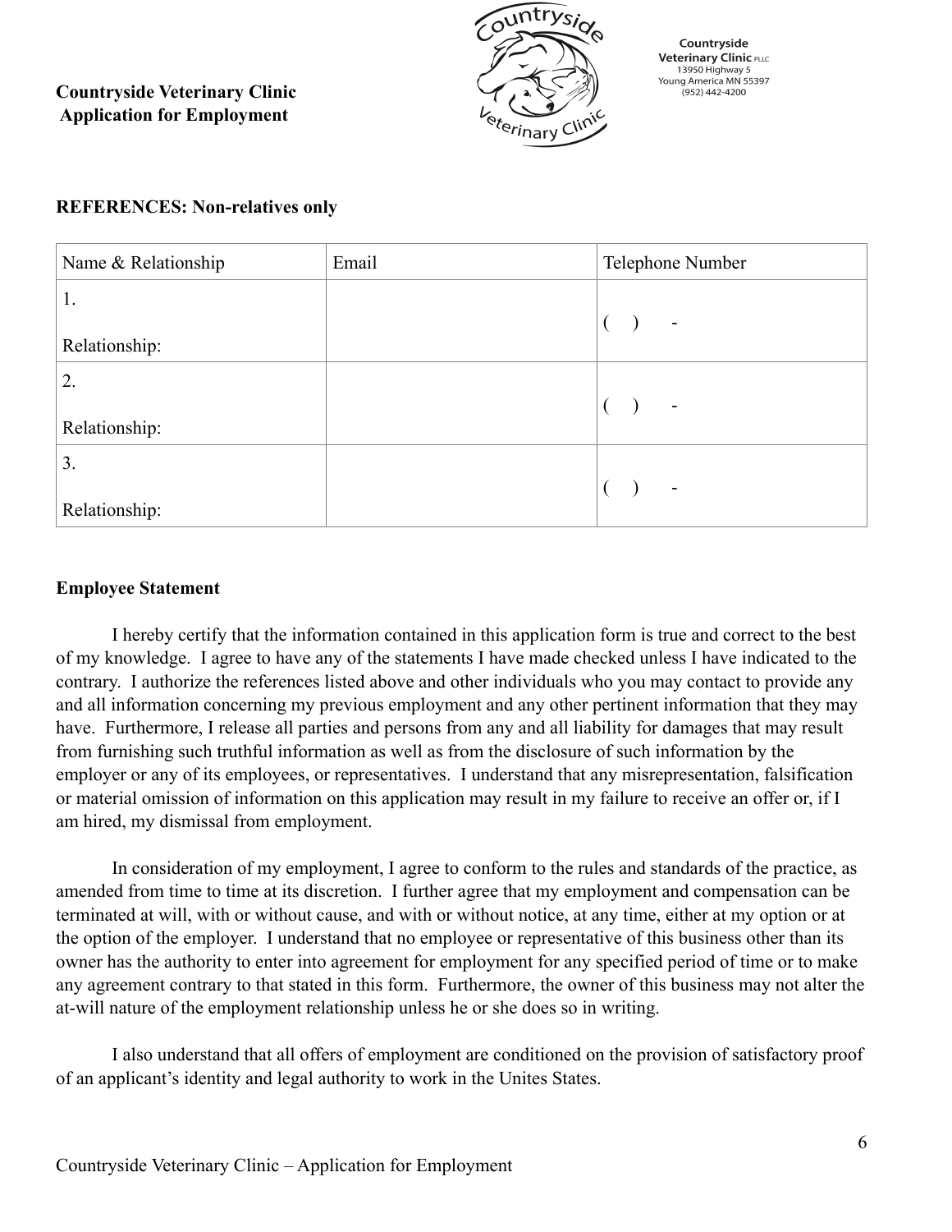**Countryside Veterinary Clinic**
**Application for Employment**

Countryside Veterinary Clinic PLLC
13950 Highway 5
Young America MN 55397
(952) 442-4200

**REFERENCES: Non-relatives only**

| Name & Relationship | Email | Telephone Number |
|---|---|---|
| 1.<br><br>Relationship: | | (    )      - |
| 2.<br><br>Relationship: | | (    )      - |
| 3.<br><br>Relationship: | | (    )      - |

**Employee Statement**

I hereby certify that the information contained in this application form is true and correct to the best of my knowledge. I agree to have any of the statements I have made checked unless I have indicated to the contrary. I authorize the references listed above and other individuals who you may contact to provide any and all information concerning my previous employment and any other pertinent information that they may have. Furthermore, I release all parties and persons from any and all liability for damages that may result from furnishing such truthful information as well as from the disclosure of such information by the employer or any of its employees, or representatives. I understand that any misrepresentation, falsification or material omission of information on this application may result in my failure to receive an offer or, if I am hired, my dismissal from employment.

In consideration of my employment, I agree to conform to the rules and standards of the practice, as amended from time to time at its discretion. I further agree that my employment and compensation can be terminated at will, with or without cause, and with or without notice, at any time, either at my option or at the option of the employer. I understand that no employee or representative of this business other than its owner has the authority to enter into agreement for employment for any specified period of time or to make any agreement contrary to that stated in this form. Furthermore, the owner of this business may not alter the at-will nature of the employment relationship unless he or she does so in writing.

I also understand that all offers of employment are conditioned on the provision of satisfactory proof of an applicant's identity and legal authority to work in the Unites States.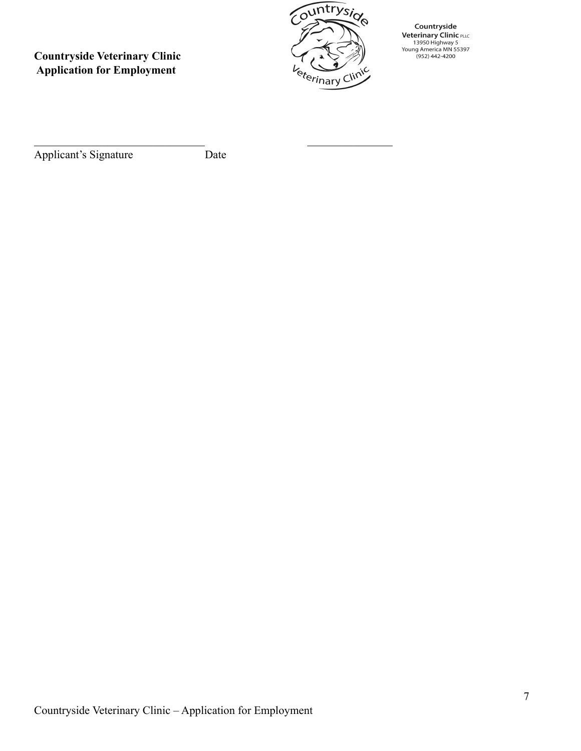**Countryside Veterinary Clinic**
**Application for Employment**

**Countryside**
**Veterinary Clinic** PLLC
13950 Highway 5
Young America MN 55397
(952) 442-4200

_______________________________ _______________

Applicant's Signature Date